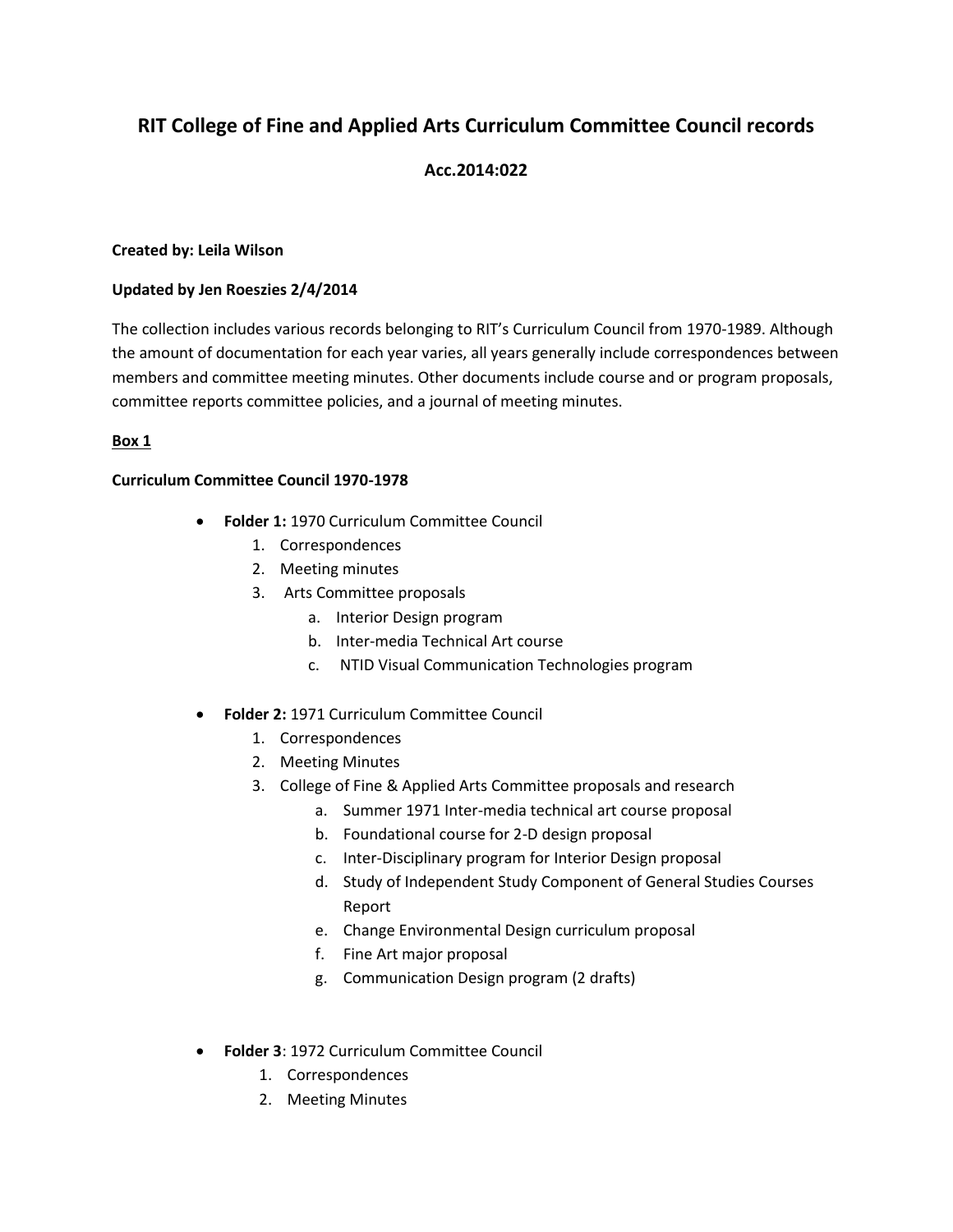# RIT College of Fine and Applied Arts Curriculum Committee Council records

## Acc.2014:022

**Created by: Leila Wilson**

**Updated by Jen Roeszies 2/4/2014**

The collection includes various records belonging to RIT's Curriculum Council from 1970-1989. Although the amount of documentation for each year varies, all years generally include correspondences between members and committee meeting minutes. Other documents include course and or program proposals, committee reports committee policies, and a journal of meeting minutes.

**<u>Box 1</u>**

**Curriculum Committee Council 1970-1978**

- **Folder 1:** 1970 Curriculum Committee Council
    1. Correspondences
    2. Meeting minutes
    3. Arts Committee proposals
        a. Interior Design program
        b. Inter-media Technical Art course
        c. NTID Visual Communication Technologies program

- **Folder 2:** 1971 Curriculum Committee Council
    1. Correspondences
    2. Meeting Minutes
    3. College of Fine & Applied Arts Committee proposals and research
        a. Summer 1971 Inter-media technical art course proposal
        b. Foundational course for 2-D design proposal
        c. Inter-Disciplinary program for Interior Design proposal
        d. Study of Independent Study Component of General Studies Courses Report
        e. Change Environmental Design curriculum proposal
        f. Fine Art major proposal
        g. Communication Design program (2 drafts)

- **Folder 3**: 1972 Curriculum Committee Council
    1. Correspondences
    2. Meeting Minutes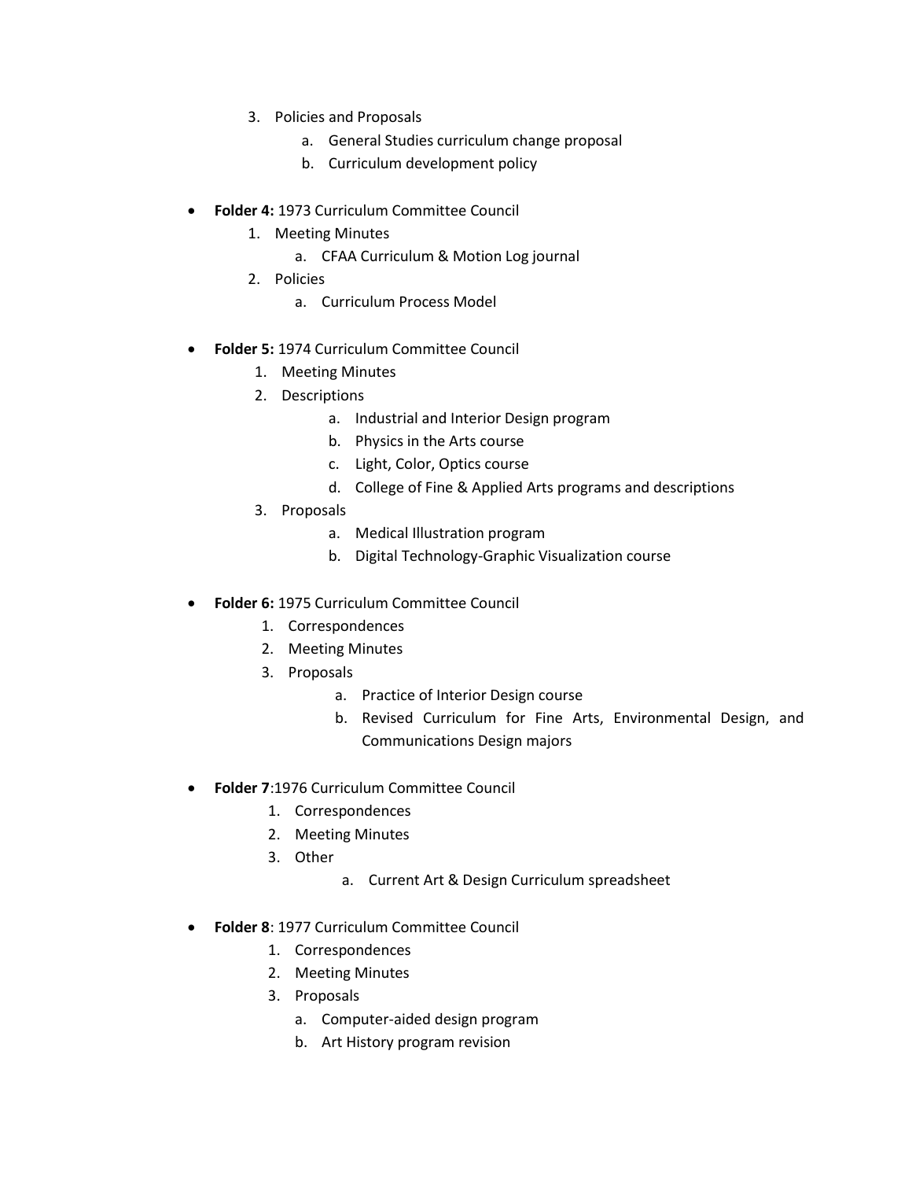3. Policies and Proposals
    a. General Studies curriculum change proposal
    b. Curriculum development policy

- **Folder 4:** 1973 Curriculum Committee Council
    1. Meeting Minutes
        a. CFAA Curriculum & Motion Log journal
    2. Policies
        a. Curriculum Process Model

- **Folder 5:** 1974 Curriculum Committee Council
    1. Meeting Minutes
    2. Descriptions
        a. Industrial and Interior Design program
        b. Physics in the Arts course
        c. Light, Color, Optics course
        d. College of Fine & Applied Arts programs and descriptions
    3. Proposals
        a. Medical Illustration program
        b. Digital Technology-Graphic Visualization course

- **Folder 6:** 1975 Curriculum Committee Council
    1. Correspondences
    2. Meeting Minutes
    3. Proposals
        a. Practice of Interior Design course
        b. Revised Curriculum for Fine Arts, Environmental Design, and Communications Design majors

- **Folder 7**:1976 Curriculum Committee Council
    1. Correspondences
    2. Meeting Minutes
    3. Other
        a. Current Art & Design Curriculum spreadsheet

- **Folder 8**: 1977 Curriculum Committee Council
    1. Correspondences
    2. Meeting Minutes
    3. Proposals
        a. Computer-aided design program
        b. Art History program revision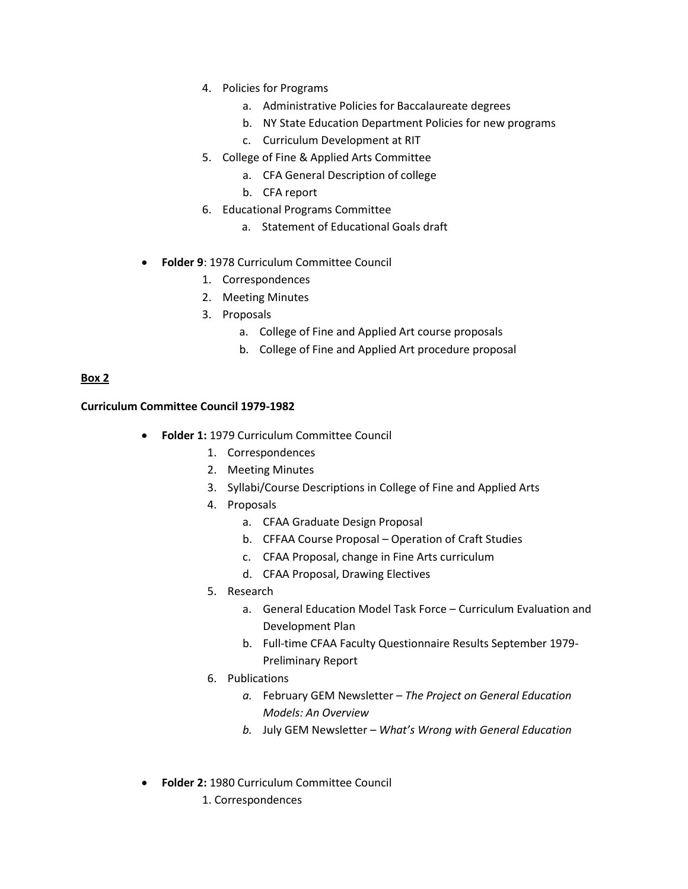4. Policies for Programs
    a. Administrative Policies for Baccalaureate degrees
    b. NY State Education Department Policies for new programs
    c. Curriculum Development at RIT
5. College of Fine & Applied Arts Committee
    a. CFA General Description of college
    b. CFA report
6. Educational Programs Committee
    a. Statement of Educational Goals draft

- **Folder 9**: 1978 Curriculum Committee Council
    1. Correspondences
    2. Meeting Minutes
    3. Proposals
        a. College of Fine and Applied Art course proposals
        b. College of Fine and Applied Art procedure proposal

**Box 2**

**Curriculum Committee Council 1979-1982**

- **Folder 1:** 1979 Curriculum Committee Council
    1. Correspondences
    2. Meeting Minutes
    3. Syllabi/Course Descriptions in College of Fine and Applied Arts
    4. Proposals
        a. CFAA Graduate Design Proposal
        b. CFFAA Course Proposal – Operation of Craft Studies
        c. CFAA Proposal, change in Fine Arts curriculum
        d. CFAA Proposal, Drawing Electives
    5. Research
        a. General Education Model Task Force – Curriculum Evaluation and Development Plan
        b. Full-time CFAA Faculty Questionnaire Results September 1979- Preliminary Report
    6. Publications
        *a.* February GEM Newsletter – *The Project on General Education Models: An Overview*
        *b.* July GEM Newsletter – *What's Wrong with General Education*

- **Folder 2:** 1980 Curriculum Committee Council
    1. Correspondences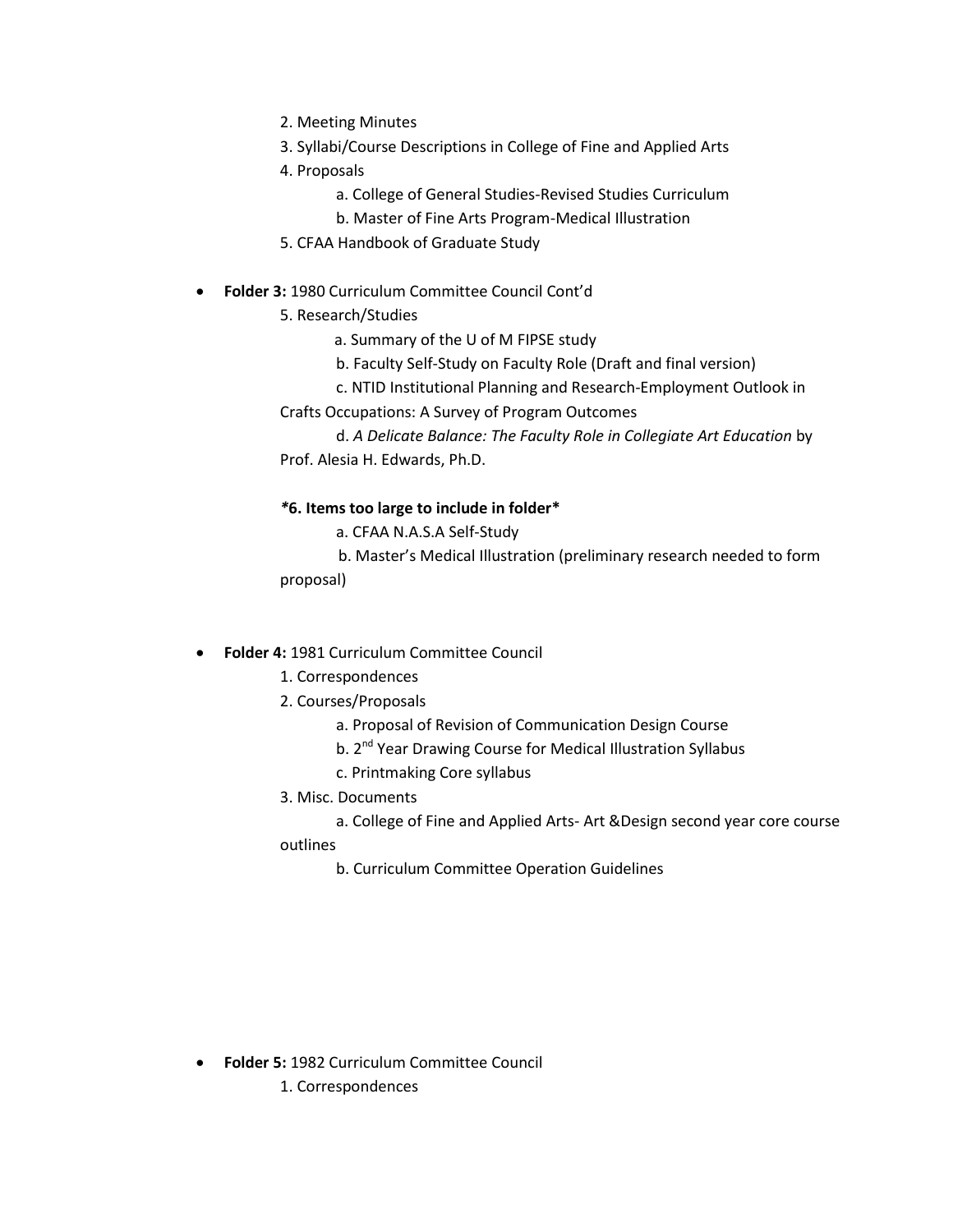2. Meeting Minutes
3. Syllabi/Course Descriptions in College of Fine and Applied Arts
4. Proposals
    a. College of General Studies-Revised Studies Curriculum
    b. Master of Fine Arts Program-Medical Illustration
5. CFAA Handbook of Graduate Study

- **Folder 3:** 1980 Curriculum Committee Council Cont'd

5. Research/Studies
    a. Summary of the U of M FIPSE study
    b. Faculty Self-Study on Faculty Role (Draft and final version)
    c. NTID Institutional Planning and Research-Employment Outlook in Crafts Occupations: A Survey of Program Outcomes
    d. *A Delicate Balance: The Faculty Role in Collegiate Art Education* by Prof. Alesia H. Edwards, Ph.D.

***6. Items too large to include in folder***
    a. CFAA N.A.S.A Self-Study
    b. Master's Medical Illustration (preliminary research needed to form proposal)

- **Folder 4:** 1981 Curriculum Committee Council

1. Correspondences
2. Courses/Proposals
    a. Proposal of Revision of Communication Design Course
    b. 2nd Year Drawing Course for Medical Illustration Syllabus
    c. Printmaking Core syllabus
3. Misc. Documents
    a. College of Fine and Applied Arts- Art &Design second year core course outlines
    b. Curriculum Committee Operation Guidelines

- **Folder 5:** 1982 Curriculum Committee Council

1. Correspondences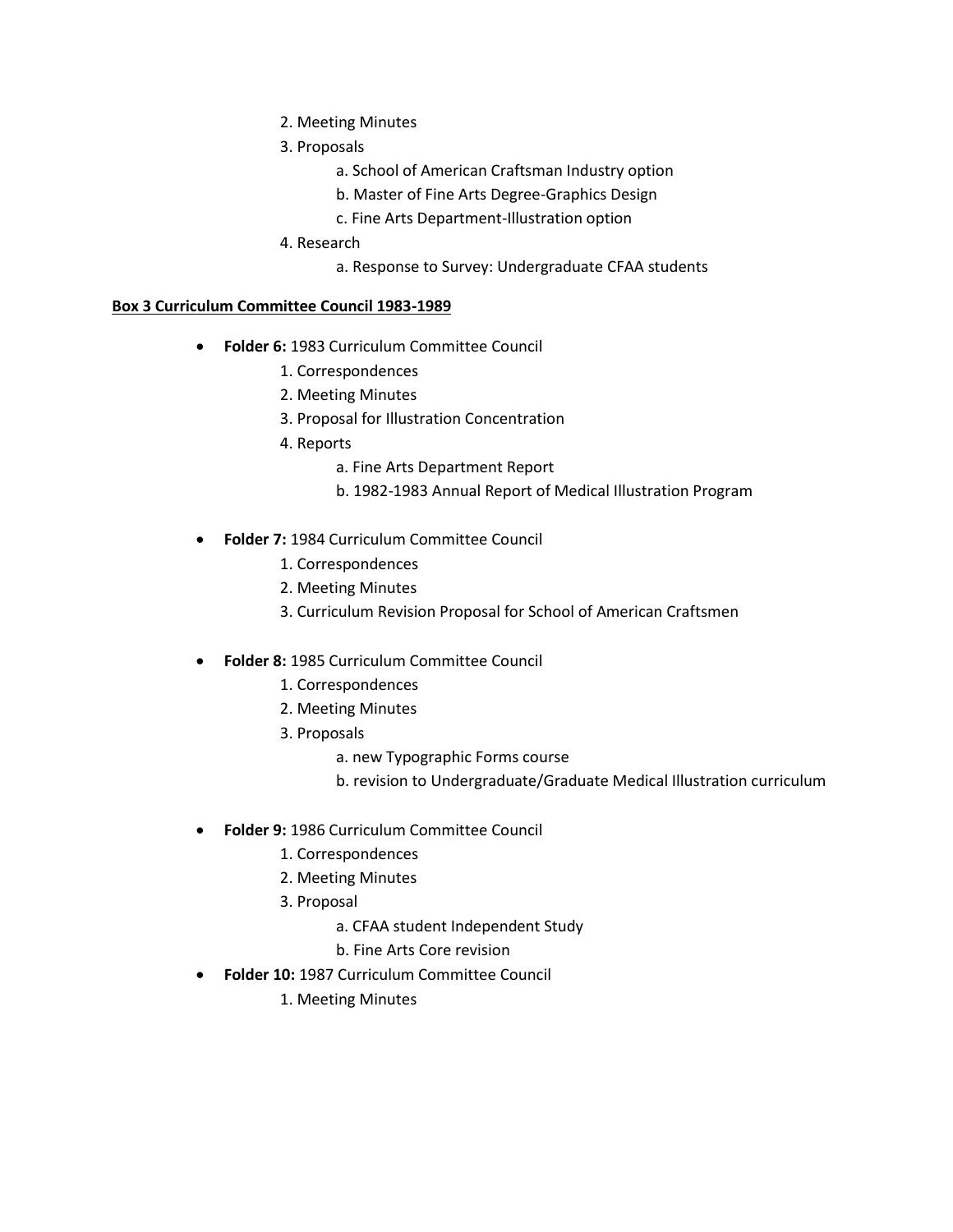2. Meeting Minutes
3. Proposals
    a. School of American Craftsman Industry option
    b. Master of Fine Arts Degree-Graphics Design
    c. Fine Arts Department-Illustration option
4. Research
    a. Response to Survey: Undergraduate CFAA students

**<u>Box 3 Curriculum Committee Council 1983-1989</u>**

- **Folder 6:** 1983 Curriculum Committee Council
    1. Correspondences
    2. Meeting Minutes
    3. Proposal for Illustration Concentration
    4. Reports
        a. Fine Arts Department Report
        b. 1982-1983 Annual Report of Medical Illustration Program

- **Folder 7:** 1984 Curriculum Committee Council
    1. Correspondences
    2. Meeting Minutes
    3. Curriculum Revision Proposal for School of American Craftsmen

- **Folder 8:** 1985 Curriculum Committee Council
    1. Correspondences
    2. Meeting Minutes
    3. Proposals
        a. new Typographic Forms course
        b. revision to Undergraduate/Graduate Medical Illustration curriculum

- **Folder 9:** 1986 Curriculum Committee Council
    1. Correspondences
    2. Meeting Minutes
    3. Proposal
        a. CFAA student Independent Study
        b. Fine Arts Core revision
- **Folder 10:** 1987 Curriculum Committee Council
    1. Meeting Minutes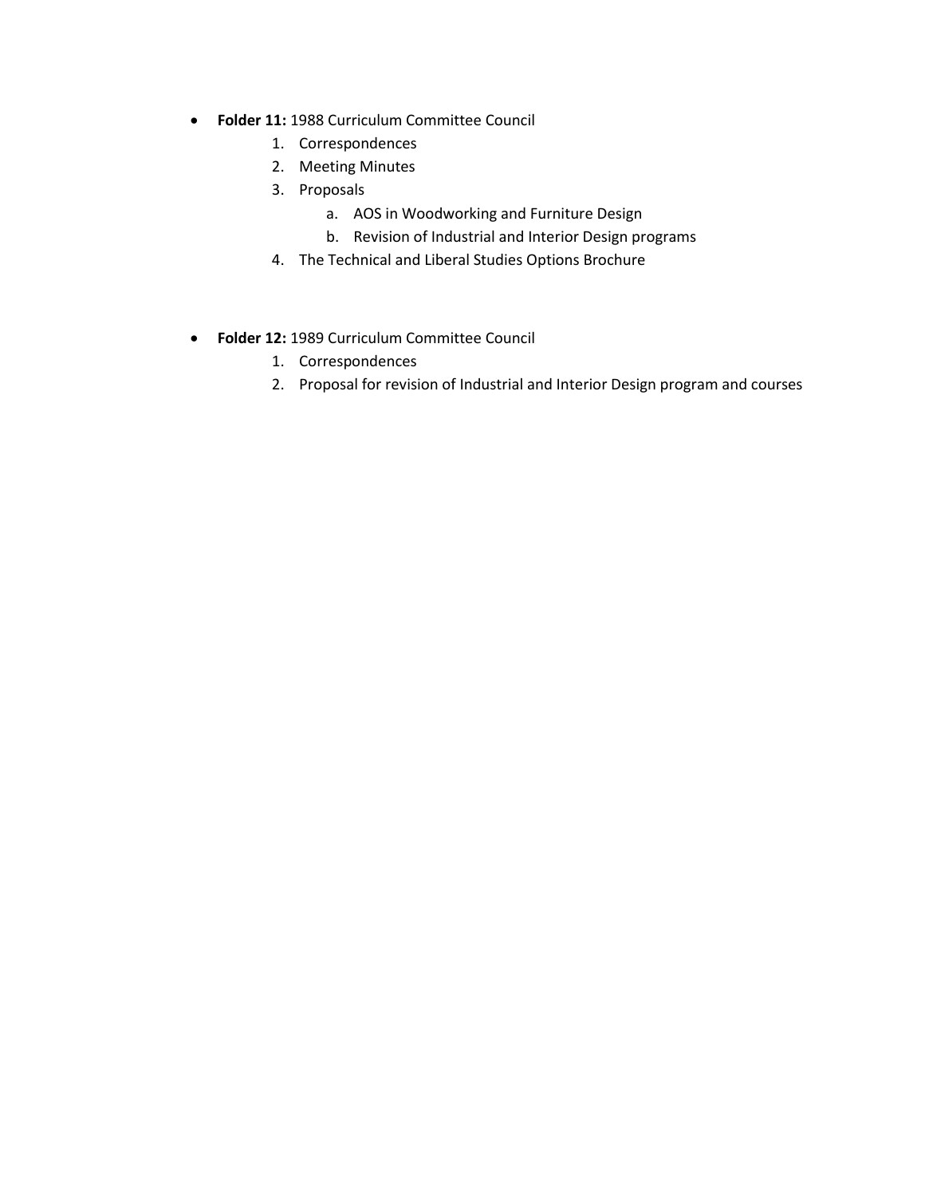- **Folder 11:** 1988 Curriculum Committee Council
    1. Correspondences
    2. Meeting Minutes
    3. Proposals
        a. AOS in Woodworking and Furniture Design
        b. Revision of Industrial and Interior Design programs
    4. The Technical and Liberal Studies Options Brochure

- **Folder 12:** 1989 Curriculum Committee Council
    1. Correspondences
    2. Proposal for revision of Industrial and Interior Design program and courses